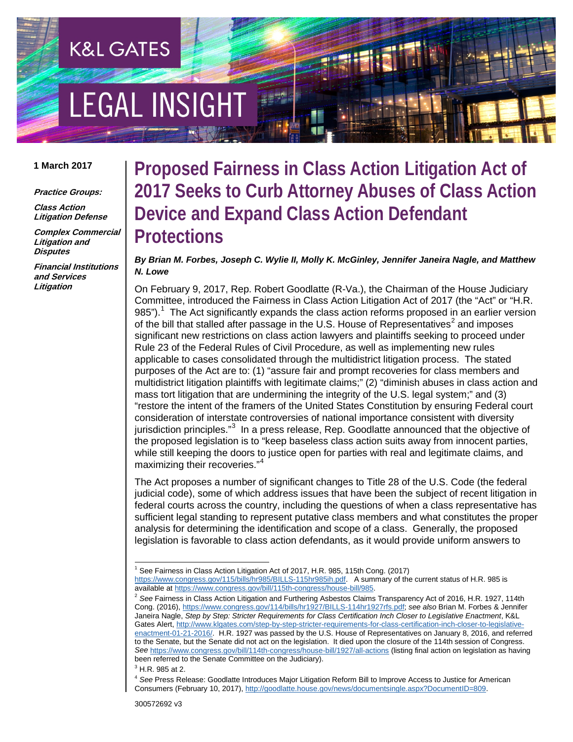K&L GATES

LEGAL INSIGHT

**1 March 2017**

***Practice Groups:***

***Class Action Litigation Defense***

***Complex Commercial Litigation and Disputes***

***Financial Institutions and Services Litigation***

# Proposed Fairness in Class Action Litigation Act of 2017 Seeks to Curb Attorney Abuses of Class Action Device and Expand Class Action Defendant Protections

***By Brian M. Forbes, Joseph C. Wylie II, Molly K. McGinley, Jennifer Janeira Nagle, and Matthew N. Lowe***

On February 9, 2017, Rep. Robert Goodlatte (R-Va.), the Chairman of the House Judiciary Committee, introduced the Fairness in Class Action Litigation Act of 2017 (the "Act" or "H.R. 985").[1] The Act significantly expands the class action reforms proposed in an earlier version of the bill that stalled after passage in the U.S. House of Representatives[2] and imposes significant new restrictions on class action lawyers and plaintiffs seeking to proceed under Rule 23 of the Federal Rules of Civil Procedure, as well as implementing new rules applicable to cases consolidated through the multidistrict litigation process. The stated purposes of the Act are to: (1) "assure fair and prompt recoveries for class members and multidistrict litigation plaintiffs with legitimate claims;" (2) "diminish abuses in class action and mass tort litigation that are undermining the integrity of the U.S. legal system;" and (3) "restore the intent of the framers of the United States Constitution by ensuring Federal court consideration of interstate controversies of national importance consistent with diversity jurisdiction principles."[3] In a press release, Rep. Goodlatte announced that the objective of the proposed legislation is to "keep baseless class action suits away from innocent parties, while still keeping the doors to justice open for parties with real and legitimate claims, and maximizing their recoveries."[4]

The Act proposes a number of significant changes to Title 28 of the U.S. Code (the federal judicial code), some of which address issues that have been the subject of recent litigation in federal courts across the country, including the questions of when a class representative has sufficient legal standing to represent putative class members and what constitutes the proper analysis for determining the identification and scope of a class. Generally, the proposed legislation is favorable to class action defendants, as it would provide uniform answers to

---

[1] See Fairness in Class Action Litigation Act of 2017, H.R. 985, 115th Cong. (2017) https://www.congress.gov/115/bills/hr985/BILLS-115hr985ih.pdf. A summary of the current status of H.R. 985 is available at https://www.congress.gov/bill/115th-congress/house-bill/985.

[2] *See* Fairness in Class Action Litigation and Furthering Asbestos Claims Transparency Act of 2016, H.R. 1927, 114th Cong. (2016), https://www.congress.gov/114/bills/hr1927/BILLS-114hr1927rfs.pdf; *see also* Brian M. Forbes & Jennifer Janeira Nagle, *Step by Step: Stricter Requirements for Class Certification Inch Closer to Legislative Enactment*, K&L Gates Alert, http://www.klgates.com/step-by-step-stricter-requirements-for-class-certification-inch-closer-to-legislative-enactment-01-21-2016/. H.R. 1927 was passed by the U.S. House of Representatives on January 8, 2016, and referred to the Senate, but the Senate did not act on the legislation. It died upon the closure of the 114th session of Congress. *See* https://www.congress.gov/bill/114th-congress/house-bill/1927/all-actions (listing final action on legislation as having been referred to the Senate Committee on the Judiciary).

[3] H.R. 985 at 2.

[4] *See* Press Release: Goodlatte Introduces Major Litigation Reform Bill to Improve Access to Justice for American Consumers (February 10, 2017), http://goodlatte.house.gov/news/documentsingle.aspx?DocumentID=809.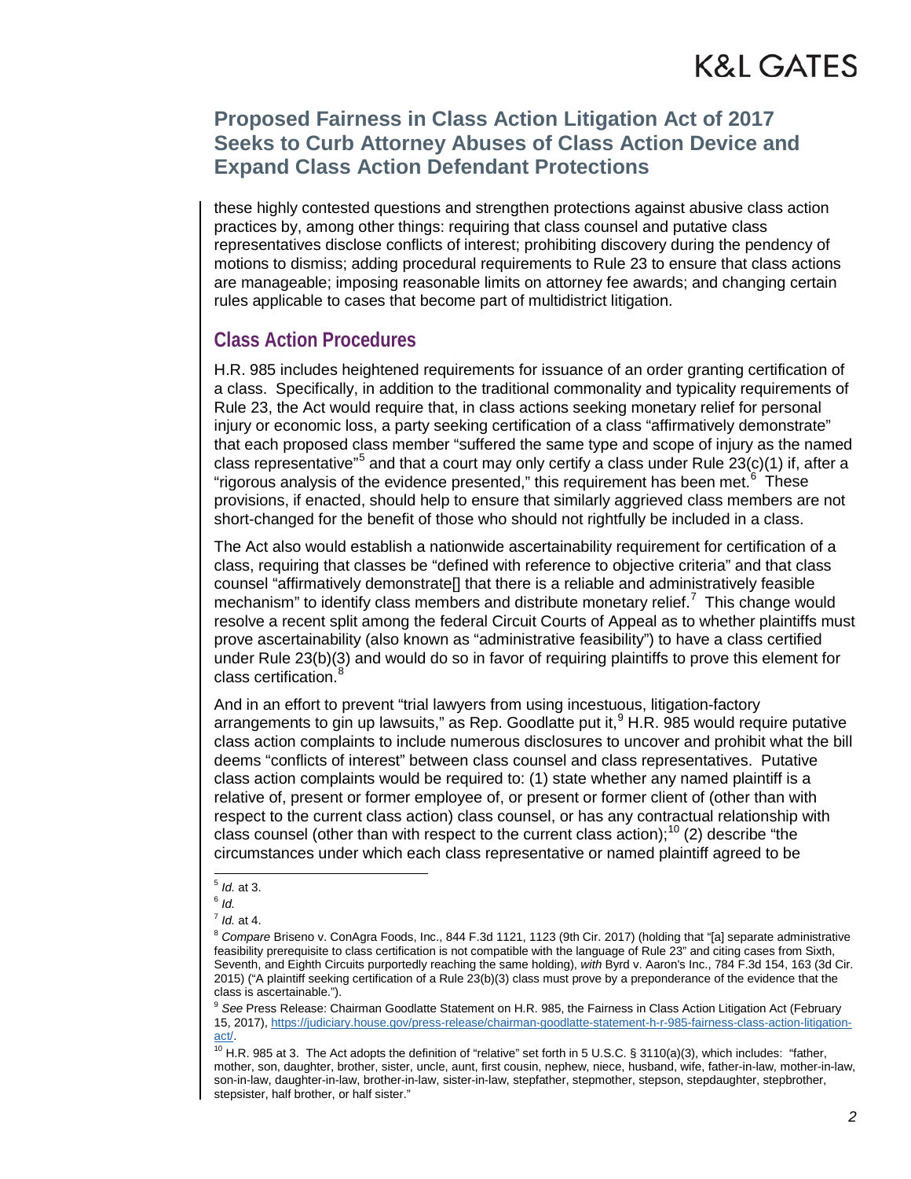these highly contested questions and strengthen protections against abusive class action practices by, among other things: requiring that class counsel and putative class representatives disclose conflicts of interest; prohibiting discovery during the pendency of motions to dismiss; adding procedural requirements to Rule 23 to ensure that class actions are manageable; imposing reasonable limits on attorney fee awards; and changing certain rules applicable to cases that become part of multidistrict litigation.

## Class Action Procedures

H.R. 985 includes heightened requirements for issuance of an order granting certification of a class. Specifically, in addition to the traditional commonality and typicality requirements of Rule 23, the Act would require that, in class actions seeking monetary relief for personal injury or economic loss, a party seeking certification of a class "affirmatively demonstrate" that each proposed class member "suffered the same type and scope of injury as the named class representative"[5] and that a court may only certify a class under Rule 23(c)(1) if, after a "rigorous analysis of the evidence presented," this requirement has been met.[6] These provisions, if enacted, should help to ensure that similarly aggrieved class members are not short-changed for the benefit of those who should not rightfully be included in a class.

The Act also would establish a nationwide ascertainability requirement for certification of a class, requiring that classes be "defined with reference to objective criteria" and that class counsel "affirmatively demonstrate[] that there is a reliable and administratively feasible mechanism" to identify class members and distribute monetary relief.[7] This change would resolve a recent split among the federal Circuit Courts of Appeal as to whether plaintiffs must prove ascertainability (also known as "administrative feasibility") to have a class certified under Rule 23(b)(3) and would do so in favor of requiring plaintiffs to prove this element for class certification.[8]

And in an effort to prevent "trial lawyers from using incestuous, litigation-factory arrangements to gin up lawsuits," as Rep. Goodlatte put it,[9] H.R. 985 would require putative class action complaints to include numerous disclosures to uncover and prohibit what the bill deems "conflicts of interest" between class counsel and class representatives. Putative class action complaints would be required to: (1) state whether any named plaintiff is a relative of, present or former employee of, or present or former client of (other than with respect to the current class action) class counsel, or has any contractual relationship with class counsel (other than with respect to the current class action);[10] (2) describe "the circumstances under which each class representative or named plaintiff agreed to be

---

[5] *Id.* at 3.

[6] *Id.*

[7] *Id.* at 4.

[8] *Compare* Briseno v. ConAgra Foods, Inc., 844 F.3d 1121, 1123 (9th Cir. 2017) (holding that "[a] separate administrative feasibility prerequisite to class certification is not compatible with the language of Rule 23" and citing cases from Sixth, Seventh, and Eighth Circuits purportedly reaching the same holding), *with* Byrd v. Aaron's Inc., 784 F.3d 154, 163 (3d Cir. 2015) ("A plaintiff seeking certification of a Rule 23(b)(3) class must prove by a preponderance of the evidence that the class is ascertainable.").

[9] *See* Press Release: Chairman Goodlatte Statement on H.R. 985, the Fairness in Class Action Litigation Act (February 15, 2017), https://judiciary.house.gov/press-release/chairman-goodlatte-statement-h-r-985-fairness-class-action-litigation-act/.

[10] H.R. 985 at 3. The Act adopts the definition of "relative" set forth in 5 U.S.C. § 3110(a)(3), which includes: "father, mother, son, daughter, brother, sister, uncle, aunt, first cousin, nephew, niece, husband, wife, father-in-law, mother-in-law, son-in-law, daughter-in-law, brother-in-law, sister-in-law, stepfather, stepmother, stepson, stepdaughter, stepbrother, stepsister, half brother, or half sister."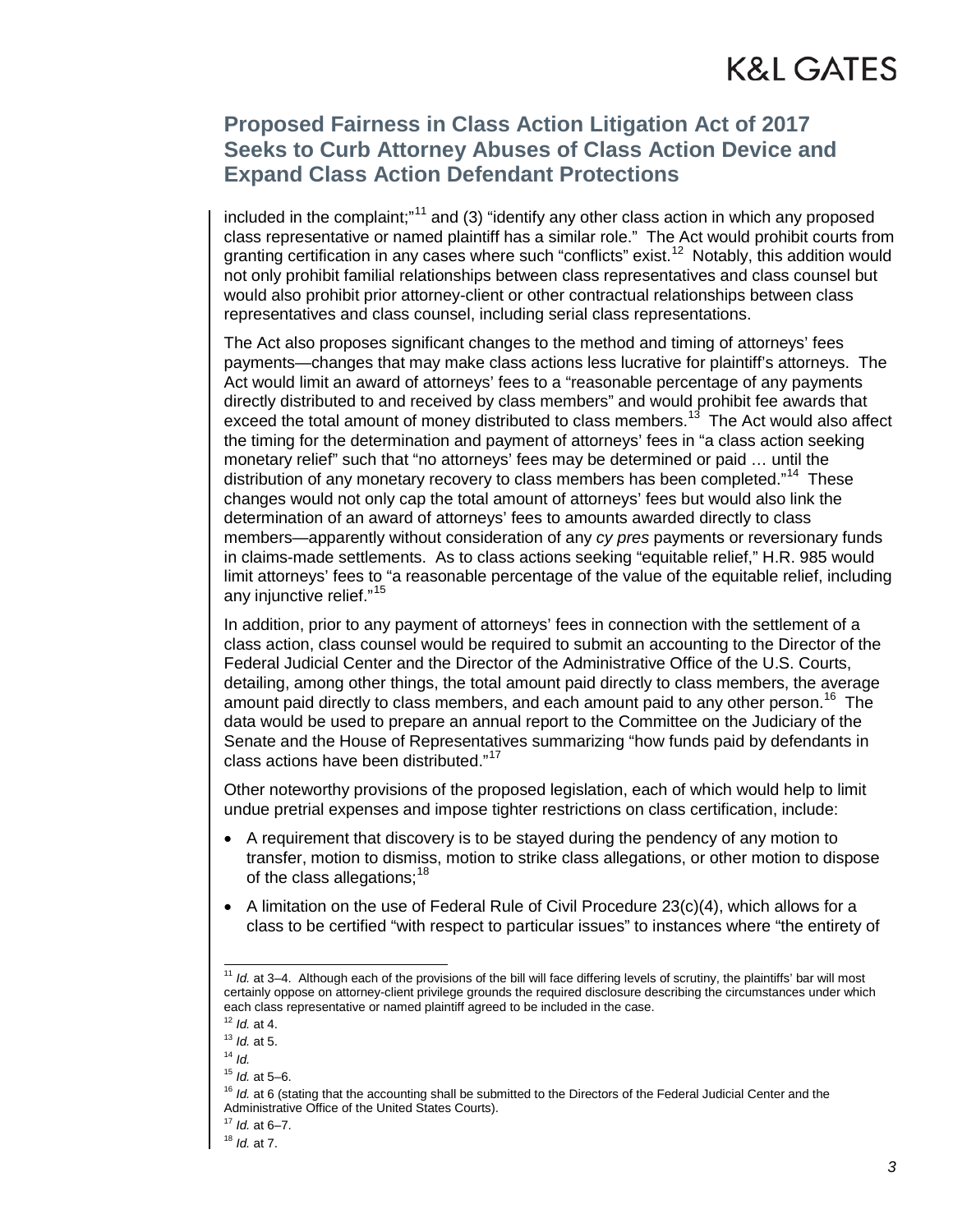included in the complaint;"[11] and (3) "identify any other class action in which any proposed class representative or named plaintiff has a similar role." The Act would prohibit courts from granting certification in any cases where such "conflicts" exist.[12] Notably, this addition would not only prohibit familial relationships between class representatives and class counsel but would also prohibit prior attorney-client or other contractual relationships between class representatives and class counsel, including serial class representations.

The Act also proposes significant changes to the method and timing of attorneys' fees payments—changes that may make class actions less lucrative for plaintiff's attorneys. The Act would limit an award of attorneys' fees to a "reasonable percentage of any payments directly distributed to and received by class members" and would prohibit fee awards that exceed the total amount of money distributed to class members.[13] The Act would also affect the timing for the determination and payment of attorneys' fees in "a class action seeking monetary relief" such that "no attorneys' fees may be determined or paid … until the distribution of any monetary recovery to class members has been completed."[14] These changes would not only cap the total amount of attorneys' fees but would also link the determination of an award of attorneys' fees to amounts awarded directly to class members—apparently without consideration of any *cy pres* payments or reversionary funds in claims-made settlements. As to class actions seeking "equitable relief," H.R. 985 would limit attorneys' fees to "a reasonable percentage of the value of the equitable relief, including any injunctive relief."[15]

In addition, prior to any payment of attorneys' fees in connection with the settlement of a class action, class counsel would be required to submit an accounting to the Director of the Federal Judicial Center and the Director of the Administrative Office of the U.S. Courts, detailing, among other things, the total amount paid directly to class members, the average amount paid directly to class members, and each amount paid to any other person.[16] The data would be used to prepare an annual report to the Committee on the Judiciary of the Senate and the House of Representatives summarizing "how funds paid by defendants in class actions have been distributed."[17]

Other noteworthy provisions of the proposed legislation, each of which would help to limit undue pretrial expenses and impose tighter restrictions on class certification, include:

- A requirement that discovery is to be stayed during the pendency of any motion to transfer, motion to dismiss, motion to strike class allegations, or other motion to dispose of the class allegations;[18]
- A limitation on the use of Federal Rule of Civil Procedure 23(c)(4), which allows for a class to be certified "with respect to particular issues" to instances where "the entirety of

---

[11] *Id.* at 3–4. Although each of the provisions of the bill will face differing levels of scrutiny, the plaintiffs' bar will most certainly oppose on attorney-client privilege grounds the required disclosure describing the circumstances under which each class representative or named plaintiff agreed to be included in the case.

[12] *Id.* at 4.

[13] *Id.* at 5.

[14] *Id.*

[15] *Id.* at 5–6.

[16] *Id.* at 6 (stating that the accounting shall be submitted to the Directors of the Federal Judicial Center and the Administrative Office of the United States Courts).

[17] *Id.* at 6–7.

[18] *Id.* at 7.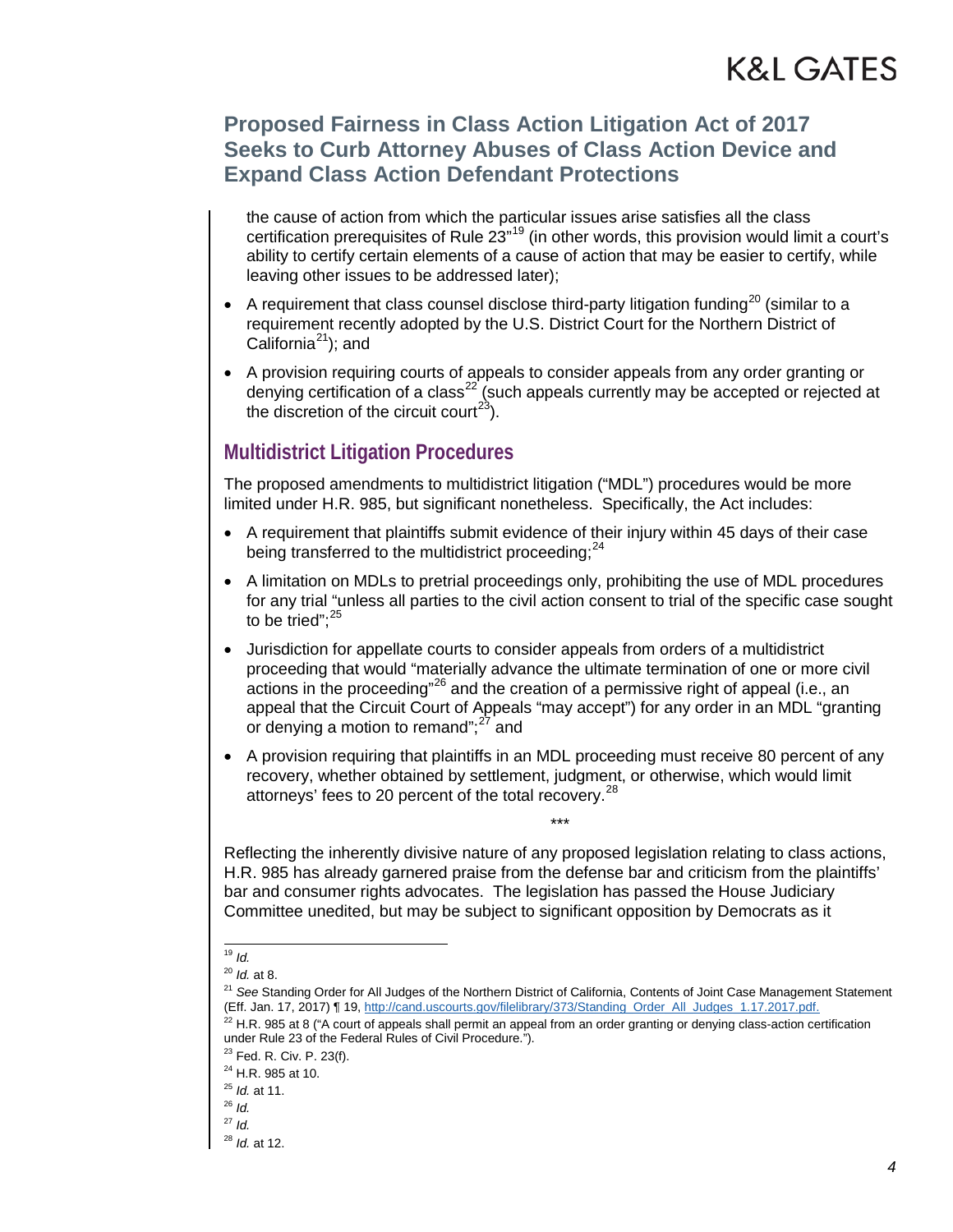the cause of action from which the particular issues arise satisfies all the class certification prerequisites of Rule 23"[19] (in other words, this provision would limit a court's ability to certify certain elements of a cause of action that may be easier to certify, while leaving other issues to be addressed later);

- A requirement that class counsel disclose third-party litigation funding[20] (similar to a requirement recently adopted by the U.S. District Court for the Northern District of California[21]); and
- A provision requiring courts of appeals to consider appeals from any order granting or denying certification of a class[22] (such appeals currently may be accepted or rejected at the discretion of the circuit court[23]).

## Multidistrict Litigation Procedures

The proposed amendments to multidistrict litigation ("MDL") procedures would be more limited under H.R. 985, but significant nonetheless. Specifically, the Act includes:

- A requirement that plaintiffs submit evidence of their injury within 45 days of their case being transferred to the multidistrict proceeding;[24]
- A limitation on MDLs to pretrial proceedings only, prohibiting the use of MDL procedures for any trial "unless all parties to the civil action consent to trial of the specific case sought to be tried";[25]
- Jurisdiction for appellate courts to consider appeals from orders of a multidistrict proceeding that would "materially advance the ultimate termination of one or more civil actions in the proceeding"[26] and the creation of a permissive right of appeal (i.e., an appeal that the Circuit Court of Appeals "may accept") for any order in an MDL "granting or denying a motion to remand";[27] and
- A provision requiring that plaintiffs in an MDL proceeding must receive 80 percent of any recovery, whether obtained by settlement, judgment, or otherwise, which would limit attorneys' fees to 20 percent of the total recovery.[28]

***

Reflecting the inherently divisive nature of any proposed legislation relating to class actions, H.R. 985 has already garnered praise from the defense bar and criticism from the plaintiffs' bar and consumer rights advocates. The legislation has passed the House Judiciary Committee unedited, but may be subject to significant opposition by Democrats as it

---

[19] *Id.*

[20] *Id.* at 8.

[21] *See* Standing Order for All Judges of the Northern District of California, Contents of Joint Case Management Statement (Eff. Jan. 17, 2017) ¶ 19, http://cand.uscourts.gov/filelibrary/373/Standing_Order_All_Judges_1.17.2017.pdf.

[22] H.R. 985 at 8 ("A court of appeals shall permit an appeal from an order granting or denying class-action certification under Rule 23 of the Federal Rules of Civil Procedure.").

[23] Fed. R. Civ. P. 23(f).

[24] H.R. 985 at 10.

[25] *Id.* at 11.

[26] *Id.*

[27] *Id.*

[28] *Id.* at 12.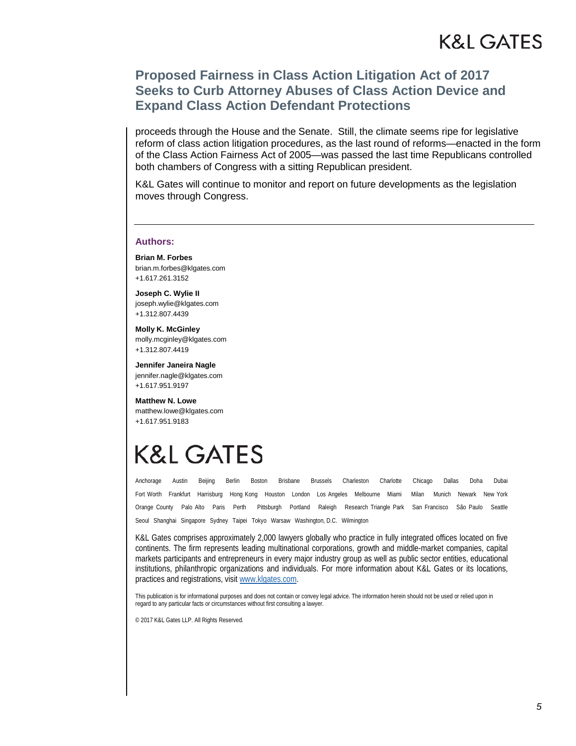proceeds through the House and the Senate. Still, the climate seems ripe for legislative reform of class action litigation procedures, as the last round of reforms—enacted in the form of the Class Action Fairness Act of 2005—was passed the last time Republicans controlled both chambers of Congress with a sitting Republican president.

K&L Gates will continue to monitor and report on future developments as the legislation moves through Congress.

---

**Authors:**

**Brian M. Forbes**
brian.m.forbes@klgates.com
+1.617.261.3152

**Joseph C. Wylie II**
joseph.wylie@klgates.com
+1.312.807.4439

**Molly K. McGinley**
molly.mcginley@klgates.com
+1.312.807.4419

**Jennifer Janeira Nagle**
jennifer.nagle@klgates.com
+1.617.951.9197

**Matthew N. Lowe**
matthew.lowe@klgates.com
+1.617.951.9183

K&L GATES

Anchorage Austin Beijing Berlin Boston Brisbane Brussels Charleston Charlotte Chicago Dallas Doha Dubai Fort Worth Frankfurt Harrisburg Hong Kong Houston London Los Angeles Melbourne Miami Milan Munich Newark New York Orange County Palo Alto Paris Perth Pittsburgh Portland Raleigh Research Triangle Park San Francisco São Paulo Seattle Seoul Shanghai Singapore Sydney Taipei Tokyo Warsaw Washington, D.C. Wilmington

K&L Gates comprises approximately 2,000 lawyers globally who practice in fully integrated offices located on five continents. The firm represents leading multinational corporations, growth and middle-market companies, capital markets participants and entrepreneurs in every major industry group as well as public sector entities, educational institutions, philanthropic organizations and individuals. For more information about K&L Gates or its locations, practices and registrations, visit www.klgates.com.

This publication is for informational purposes and does not contain or convey legal advice. The information herein should not be used or relied upon in regard to any particular facts or circumstances without first consulting a lawyer.

© 2017 K&L Gates LLP. All Rights Reserved.